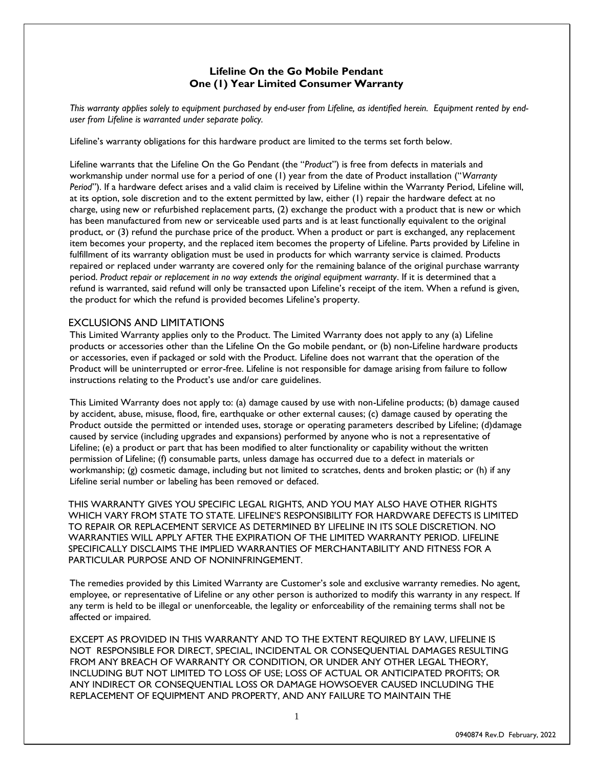**Lifeline On the Go Mobile Pendant**
**One (1) Year Limited Consumer Warranty**

*This warranty applies solely to equipment purchased by end-user from Lifeline, as identified herein. Equipment rented by end-user from Lifeline is warranted under separate policy.*

Lifeline's warranty obligations for this hardware product are limited to the terms set forth below.

Lifeline warrants that the Lifeline On the Go Pendant (the "*Product*") is free from defects in materials and workmanship under normal use for a period of one (1) year from the date of Product installation ("*Warranty Period*"). If a hardware defect arises and a valid claim is received by Lifeline within the Warranty Period, Lifeline will, at its option, sole discretion and to the extent permitted by law, either (1) repair the hardware defect at no charge, using new or refurbished replacement parts, (2) exchange the product with a product that is new or which has been manufactured from new or serviceable used parts and is at least functionally equivalent to the original product, or (3) refund the purchase price of the product. When a product or part is exchanged, any replacement item becomes your property, and the replaced item becomes the property of Lifeline. Parts provided by Lifeline in fulfillment of its warranty obligation must be used in products for which warranty service is claimed. Products repaired or replaced under warranty are covered only for the remaining balance of the original purchase warranty period. *Product repair or replacement in no way extends the original equipment warranty*. If it is determined that a refund is warranted, said refund will only be transacted upon Lifeline's receipt of the item. When a refund is given, the product for which the refund is provided becomes Lifeline's property.

## EXCLUSIONS AND LIMITATIONS

This Limited Warranty applies only to the Product. The Limited Warranty does not apply to any (a) Lifeline products or accessories other than the Lifeline On the Go mobile pendant, or (b) non-Lifeline hardware products or accessories, even if packaged or sold with the Product. Lifeline does not warrant that the operation of the Product will be uninterrupted or error-free. Lifeline is not responsible for damage arising from failure to follow instructions relating to the Product's use and/or care guidelines.

This Limited Warranty does not apply to: (a) damage caused by use with non-Lifeline products; (b) damage caused by accident, abuse, misuse, flood, fire, earthquake or other external causes; (c) damage caused by operating the Product outside the permitted or intended uses, storage or operating parameters described by Lifeline; (d)damage caused by service (including upgrades and expansions) performed by anyone who is not a representative of Lifeline; (e) a product or part that has been modified to alter functionality or capability without the written permission of Lifeline; (f) consumable parts, unless damage has occurred due to a defect in materials or workmanship; (g) cosmetic damage, including but not limited to scratches, dents and broken plastic; or (h) if any Lifeline serial number or labeling has been removed or defaced.

THIS WARRANTY GIVES YOU SPECIFIC LEGAL RIGHTS, AND YOU MAY ALSO HAVE OTHER RIGHTS WHICH VARY FROM STATE TO STATE. LIFELINE'S RESPONSIBILITY FOR HARDWARE DEFECTS IS LIMITED TO REPAIR OR REPLACEMENT SERVICE AS DETERMINED BY LIFELINE IN ITS SOLE DISCRETION. NO WARRANTIES WILL APPLY AFTER THE EXPIRATION OF THE LIMITED WARRANTY PERIOD. LIFELINE SPECIFICALLY DISCLAIMS THE IMPLIED WARRANTIES OF MERCHANTABILITY AND FITNESS FOR A PARTICULAR PURPOSE AND OF NONINFRINGEMENT.

The remedies provided by this Limited Warranty are Customer's sole and exclusive warranty remedies. No agent, employee, or representative of Lifeline or any other person is authorized to modify this warranty in any respect. If any term is held to be illegal or unenforceable, the legality or enforceability of the remaining terms shall not be affected or impaired.

EXCEPT AS PROVIDED IN THIS WARRANTY AND TO THE EXTENT REQUIRED BY LAW, LIFELINE IS NOT RESPONSIBLE FOR DIRECT, SPECIAL, INCIDENTAL OR CONSEQUENTIAL DAMAGES RESULTING FROM ANY BREACH OF WARRANTY OR CONDITION, OR UNDER ANY OTHER LEGAL THEORY, INCLUDING BUT NOT LIMITED TO LOSS OF USE; LOSS OF ACTUAL OR ANTICIPATED PROFITS; OR ANY INDIRECT OR CONSEQUENTIAL LOSS OR DAMAGE HOWSOEVER CAUSED INCLUDING THE REPLACEMENT OF EQUIPMENT AND PROPERTY, AND ANY FAILURE TO MAINTAIN THE

0940874 Rev.D February, 2022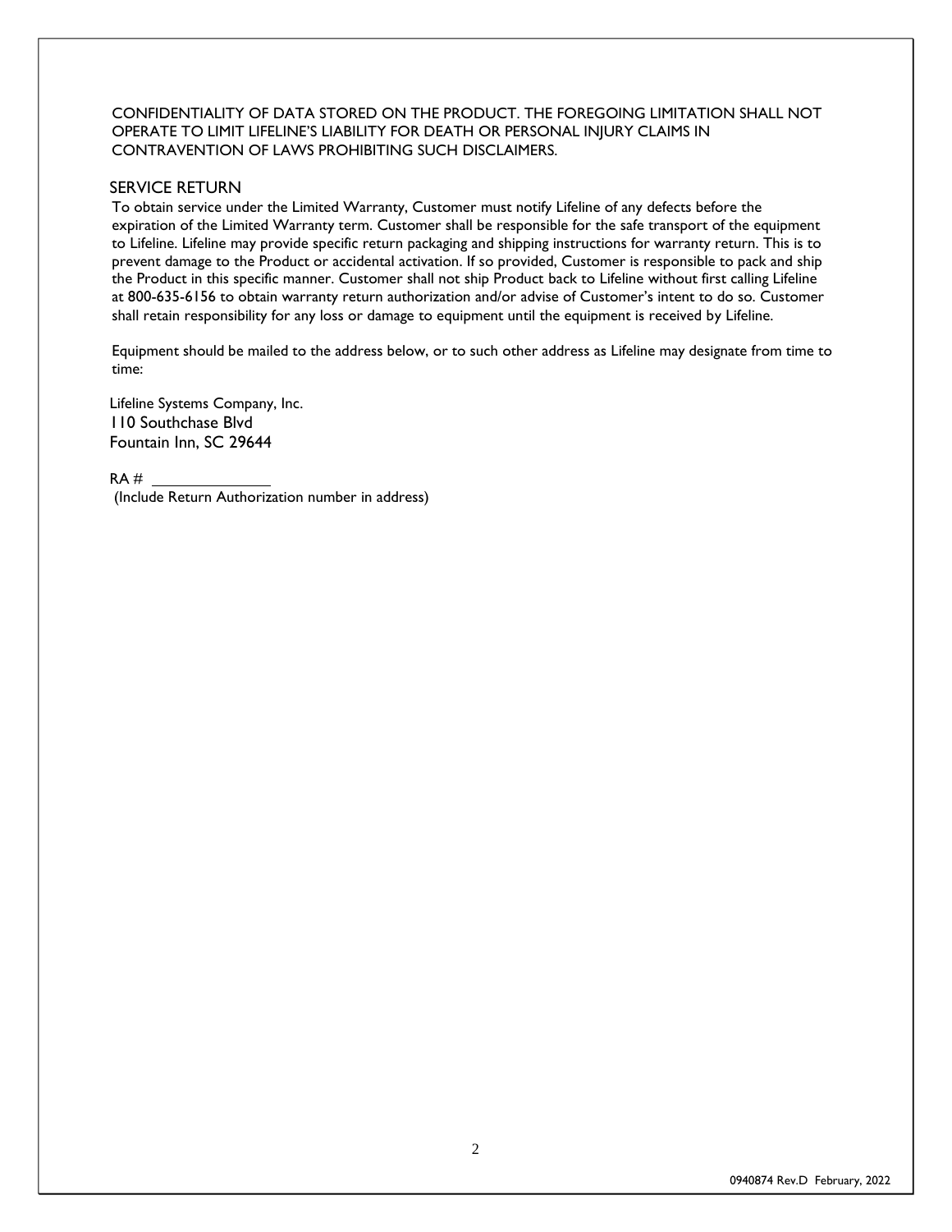CONFIDENTIALITY OF DATA STORED ON THE PRODUCT. THE FOREGOING LIMITATION SHALL NOT OPERATE TO LIMIT LIFELINE'S LIABILITY FOR DEATH OR PERSONAL INJURY CLAIMS IN CONTRAVENTION OF LAWS PROHIBITING SUCH DISCLAIMERS.

## SERVICE RETURN

To obtain service under the Limited Warranty, Customer must notify Lifeline of any defects before the expiration of the Limited Warranty term. Customer shall be responsible for the safe transport of the equipment to Lifeline. Lifeline may provide specific return packaging and shipping instructions for warranty return. This is to prevent damage to the Product or accidental activation. If so provided, Customer is responsible to pack and ship the Product in this specific manner. Customer shall not ship Product back to Lifeline without first calling Lifeline at 800-635-6156 to obtain warranty return authorization and/or advise of Customer's intent to do so. Customer shall retain responsibility for any loss or damage to equipment until the equipment is received by Lifeline.

Equipment should be mailed to the address below, or to such other address as Lifeline may designate from time to time:

Lifeline Systems Company, Inc.
110 Southchase Blvd
Fountain Inn, SC 29644

RA # \_\_\_\_\_\_\_\_\_\_\_\_\_\_
(Include Return Authorization number in address)

0940874 Rev.D February, 2022